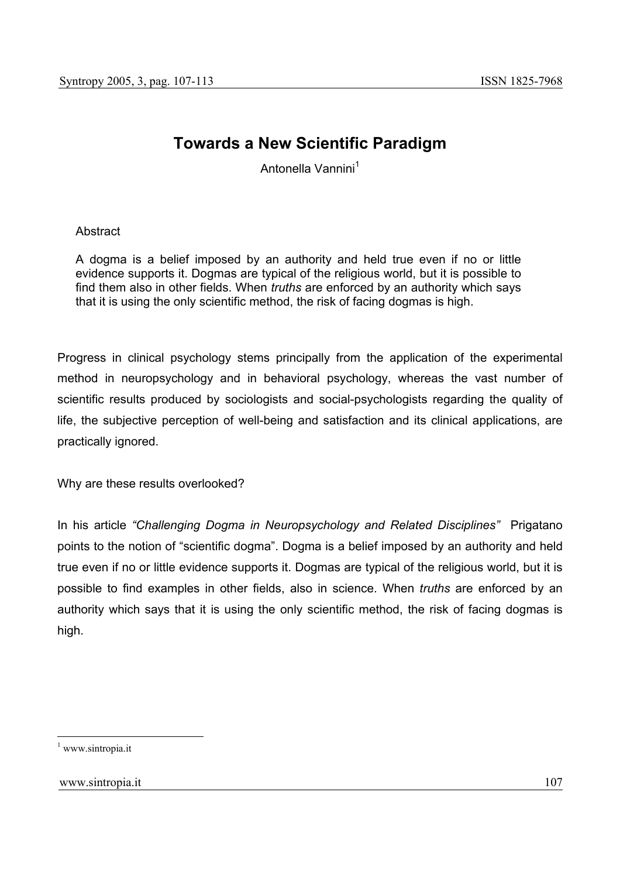# Towards a New Scientific Paradigm

Antonella Vannini[1]

Abstract

A dogma is a belief imposed by an authority and held true even if no or little evidence supports it. Dogmas are typical of the religious world, but it is possible to find them also in other fields. When *truths* are enforced by an authority which says that it is using the only scientific method, the risk of facing dogmas is high.

Progress in clinical psychology stems principally from the application of the experimental method in neuropsychology and in behavioral psychology, whereas the vast number of scientific results produced by sociologists and social-psychologists regarding the quality of life, the subjective perception of well-being and satisfaction and its clinical applications, are practically ignored.

Why are these results overlooked?

In his article *"Challenging Dogma in Neuropsychology and Related Disciplines"* Prigatano points to the notion of "scientific dogma". Dogma is a belief imposed by an authority and held true even if no or little evidence supports it. Dogmas are typical of the religious world, but it is possible to find examples in other fields, also in science. When *truths* are enforced by an authority which says that it is using the only scientific method, the risk of facing dogmas is high.

[1] www.sintropia.it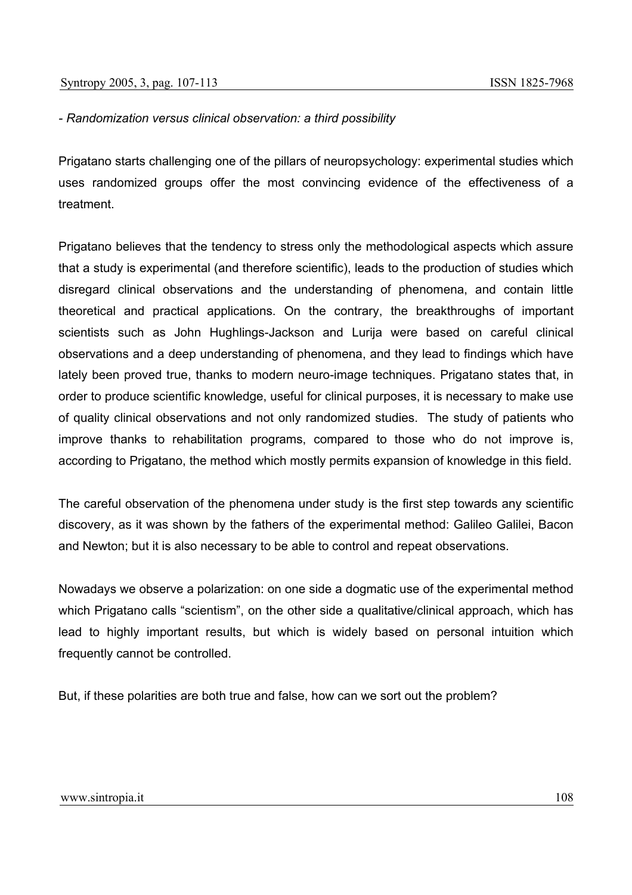*- Randomization versus clinical observation: a third possibility*

Prigatano starts challenging one of the pillars of neuropsychology: experimental studies which uses randomized groups offer the most convincing evidence of the effectiveness of a treatment.

Prigatano believes that the tendency to stress only the methodological aspects which assure that a study is experimental (and therefore scientific), leads to the production of studies which disregard clinical observations and the understanding of phenomena, and contain little theoretical and practical applications. On the contrary, the breakthroughs of important scientists such as John Hughlings-Jackson and Lurija were based on careful clinical observations and a deep understanding of phenomena, and they lead to findings which have lately been proved true, thanks to modern neuro-image techniques. Prigatano states that, in order to produce scientific knowledge, useful for clinical purposes, it is necessary to make use of quality clinical observations and not only randomized studies. The study of patients who improve thanks to rehabilitation programs, compared to those who do not improve is, according to Prigatano, the method which mostly permits expansion of knowledge in this field.

The careful observation of the phenomena under study is the first step towards any scientific discovery, as it was shown by the fathers of the experimental method: Galileo Galilei, Bacon and Newton; but it is also necessary to be able to control and repeat observations.

Nowadays we observe a polarization: on one side a dogmatic use of the experimental method which Prigatano calls "scientism", on the other side a qualitative/clinical approach, which has lead to highly important results, but which is widely based on personal intuition which frequently cannot be controlled.

But, if these polarities are both true and false, how can we sort out the problem?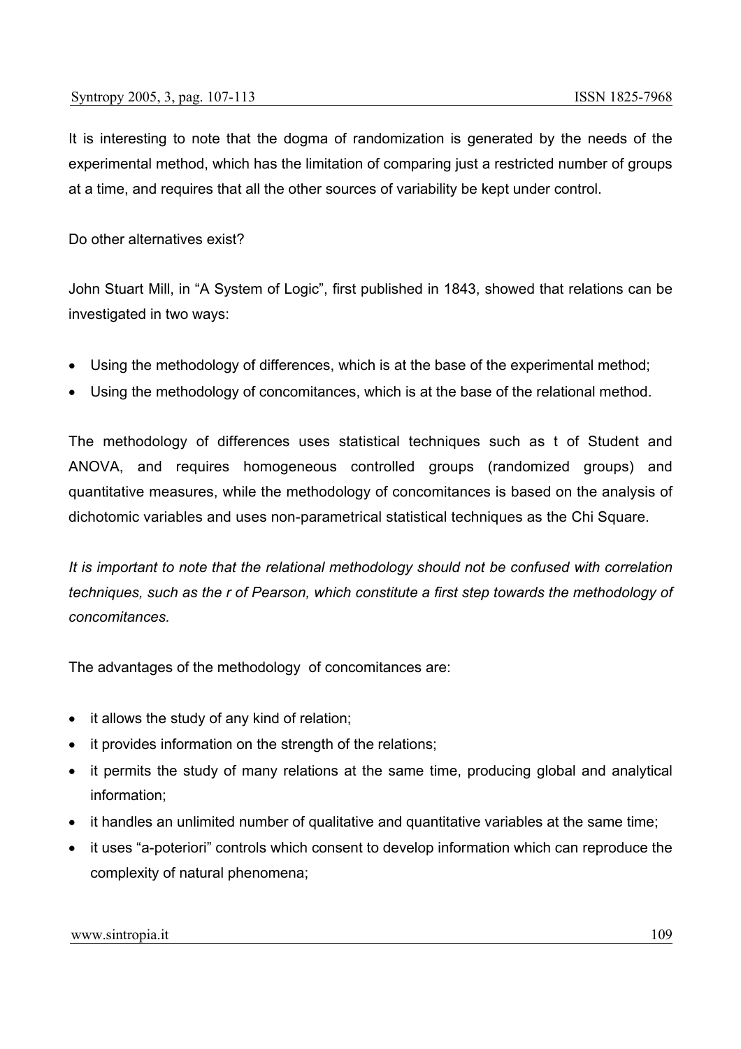It is interesting to note that the dogma of randomization is generated by the needs of the experimental method, which has the limitation of comparing just a restricted number of groups at a time, and requires that all the other sources of variability be kept under control.

Do other alternatives exist?

John Stuart Mill, in "A System of Logic", first published in 1843, showed that relations can be investigated in two ways:

- Using the methodology of differences, which is at the base of the experimental method;
- Using the methodology of concomitances, which is at the base of the relational method.

The methodology of differences uses statistical techniques such as t of Student and ANOVA, and requires homogeneous controlled groups (randomized groups) and quantitative measures, while the methodology of concomitances is based on the analysis of dichotomic variables and uses non-parametrical statistical techniques as the Chi Square.

*It is important to note that the relational methodology should not be confused with correlation techniques, such as the r of Pearson, which constitute a first step towards the methodology of concomitances.*

The advantages of the methodology of concomitances are:

- it allows the study of any kind of relation;
- it provides information on the strength of the relations;
- it permits the study of many relations at the same time, producing global and analytical information;
- it handles an unlimited number of qualitative and quantitative variables at the same time;
- it uses "a-poteriori" controls which consent to develop information which can reproduce the complexity of natural phenomena;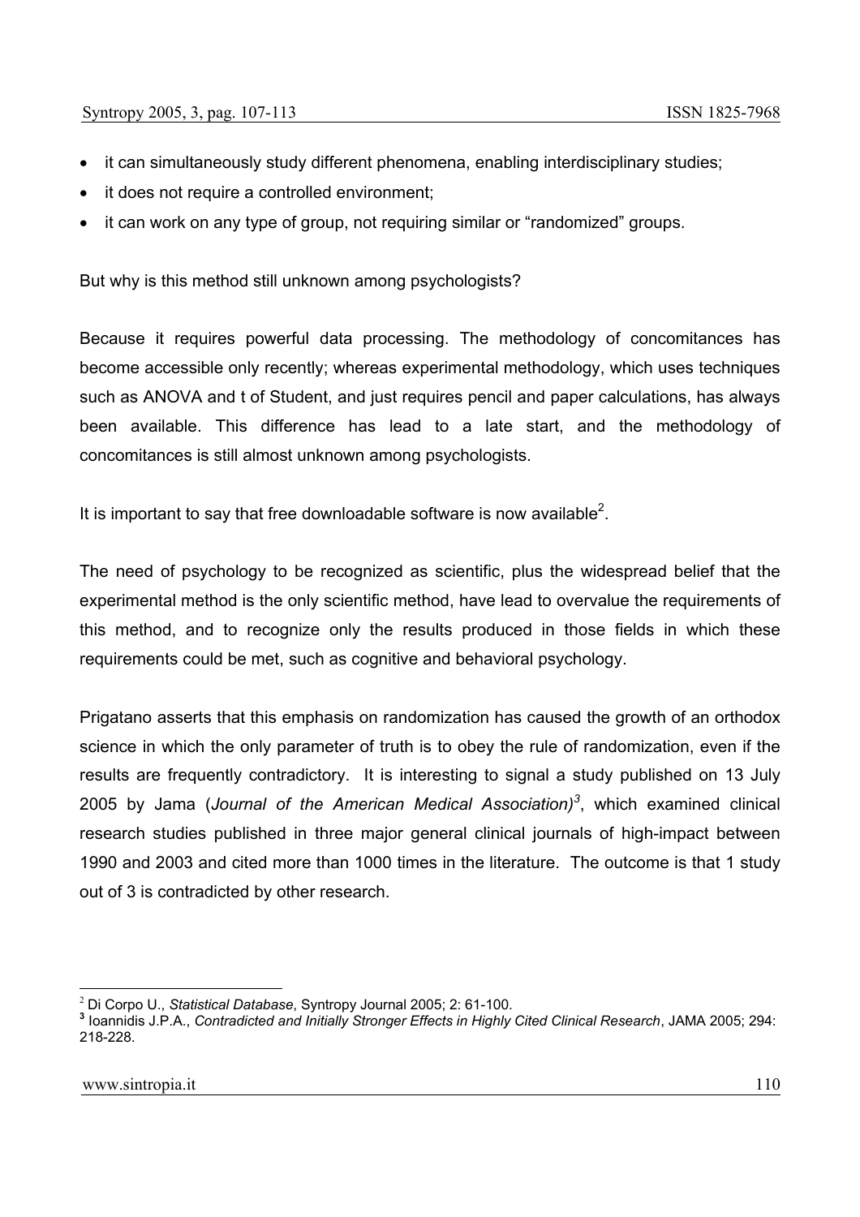- it can simultaneously study different phenomena, enabling interdisciplinary studies;
- it does not require a controlled environment;
- it can work on any type of group, not requiring similar or "randomized" groups.

But why is this method still unknown among psychologists?

Because it requires powerful data processing. The methodology of concomitances has become accessible only recently; whereas experimental methodology, which uses techniques such as ANOVA and t of Student, and just requires pencil and paper calculations, has always been available. This difference has lead to a late start, and the methodology of concomitances is still almost unknown among psychologists.

It is important to say that free downloadable software is now available[2].

The need of psychology to be recognized as scientific, plus the widespread belief that the experimental method is the only scientific method, have lead to overvalue the requirements of this method, and to recognize only the results produced in those fields in which these requirements could be met, such as cognitive and behavioral psychology.

Prigatano asserts that this emphasis on randomization has caused the growth of an orthodox science in which the only parameter of truth is to obey the rule of randomization, even if the results are frequently contradictory. It is interesting to signal a study published on 13 July 2005 by Jama (*Journal of the American Medical Association)*[3], which examined clinical research studies published in three major general clinical journals of high-impact between 1990 and 2003 and cited more than 1000 times in the literature. The outcome is that 1 study out of 3 is contradicted by other research.

---

[2] Di Corpo U., *Statistical Database*, Syntropy Journal 2005; 2: 61-100.

[3] Ioannidis J.P.A., *Contradicted and Initially Stronger Effects in Highly Cited Clinical Research*, JAMA 2005; 294: 218-228.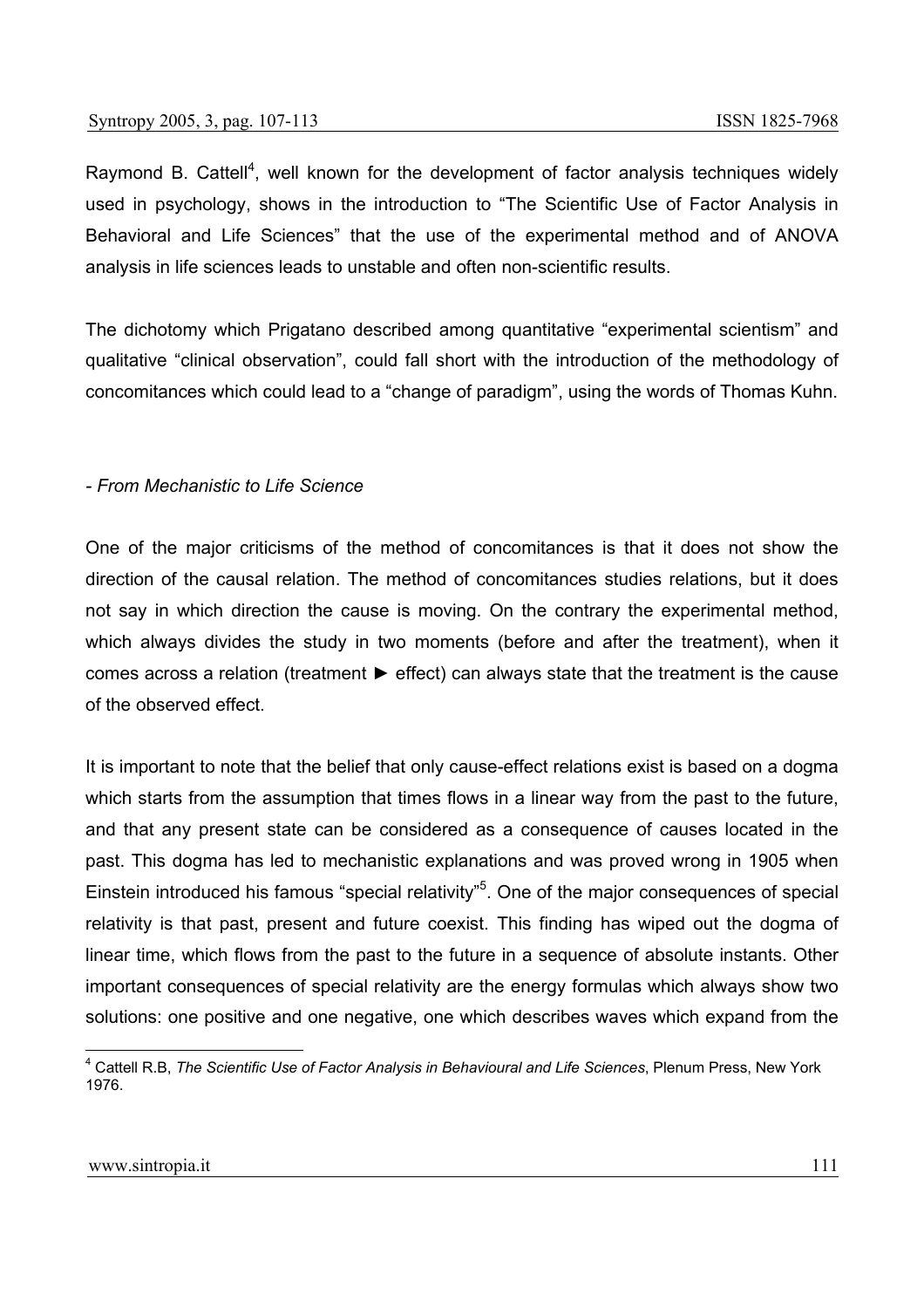Raymond B. Cattell[4], well known for the development of factor analysis techniques widely used in psychology, shows in the introduction to "The Scientific Use of Factor Analysis in Behavioral and Life Sciences" that the use of the experimental method and of ANOVA analysis in life sciences leads to unstable and often non-scientific results.

The dichotomy which Prigatano described among quantitative "experimental scientism" and qualitative "clinical observation", could fall short with the introduction of the methodology of concomitances which could lead to a "change of paradigm", using the words of Thomas Kuhn.

*- From Mechanistic to Life Science*

One of the major criticisms of the method of concomitances is that it does not show the direction of the causal relation. The method of concomitances studies relations, but it does not say in which direction the cause is moving. On the contrary the experimental method, which always divides the study in two moments (before and after the treatment), when it comes across a relation (treatment ► effect) can always state that the treatment is the cause of the observed effect.

It is important to note that the belief that only cause-effect relations exist is based on a dogma which starts from the assumption that times flows in a linear way from the past to the future, and that any present state can be considered as a consequence of causes located in the past. This dogma has led to mechanistic explanations and was proved wrong in 1905 when Einstein introduced his famous "special relativity"[5]. One of the major consequences of special relativity is that past, present and future coexist. This finding has wiped out the dogma of linear time, which flows from the past to the future in a sequence of absolute instants. Other important consequences of special relativity are the energy formulas which always show two solutions: one positive and one negative, one which describes waves which expand from the

[4] Cattell R.B, *The Scientific Use of Factor Analysis in Behavioural and Life Sciences*, Plenum Press, New York 1976.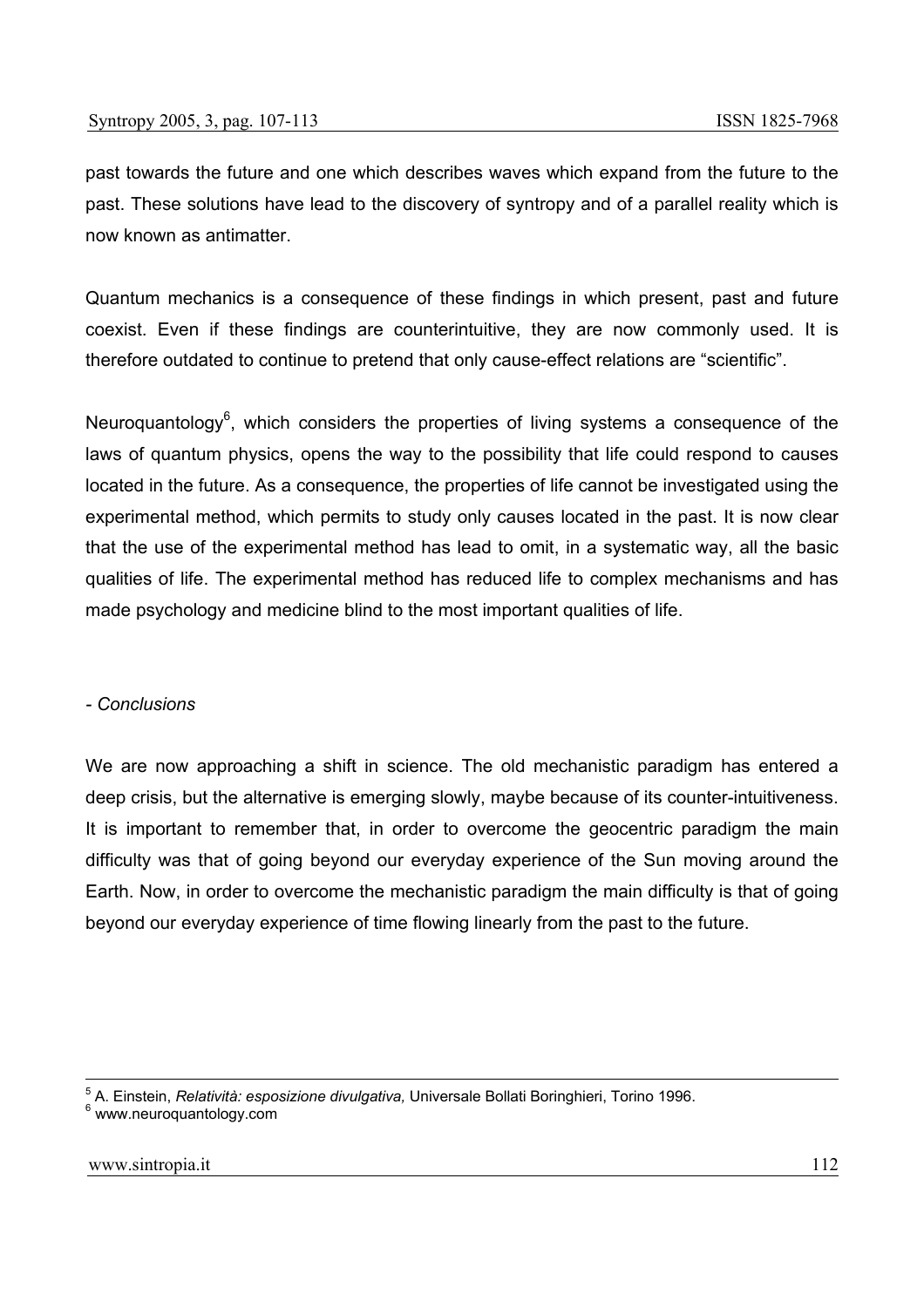past towards the future and one which describes waves which expand from the future to the past. These solutions have lead to the discovery of syntropy and of a parallel reality which is now known as antimatter.

Quantum mechanics is a consequence of these findings in which present, past and future coexist. Even if these findings are counterintuitive, they are now commonly used. It is therefore outdated to continue to pretend that only cause-effect relations are "scientific".

Neuroquantology[6], which considers the properties of living systems a consequence of the laws of quantum physics, opens the way to the possibility that life could respond to causes located in the future. As a consequence, the properties of life cannot be investigated using the experimental method, which permits to study only causes located in the past. It is now clear that the use of the experimental method has lead to omit, in a systematic way, all the basic qualities of life. The experimental method has reduced life to complex mechanisms and has made psychology and medicine blind to the most important qualities of life.

*- Conclusions*

We are now approaching a shift in science. The old mechanistic paradigm has entered a deep crisis, but the alternative is emerging slowly, maybe because of its counter-intuitiveness. It is important to remember that, in order to overcome the geocentric paradigm the main difficulty was that of going beyond our everyday experience of the Sun moving around the Earth. Now, in order to overcome the mechanistic paradigm the main difficulty is that of going beyond our everyday experience of time flowing linearly from the past to the future.

---

[5] A. Einstein, *Relatività: esposizione divulgativa,* Universale Bollati Boringhieri, Torino 1996.
[6] www.neuroquantology.com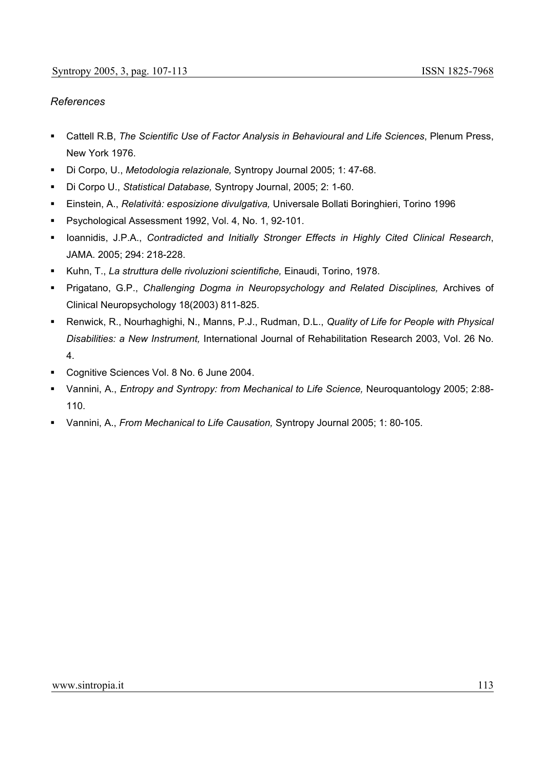*References*

- Cattell R.B, *The Scientific Use of Factor Analysis in Behavioural and Life Sciences*, Plenum Press, New York 1976.
- Di Corpo, U., *Metodologia relazionale,* Syntropy Journal 2005; 1: 47-68.
- Di Corpo U., *Statistical Database,* Syntropy Journal, 2005; 2: 1-60.
- Einstein, A., *Relatività: esposizione divulgativa,* Universale Bollati Boringhieri, Torino 1996
- Psychological Assessment 1992, Vol. 4, No. 1, 92-101.
- Ioannidis, J.P.A., *Contradicted and Initially Stronger Effects in Highly Cited Clinical Research*, JAMA. 2005; 294: 218-228.
- Kuhn, T., *La struttura delle rivoluzioni scientifiche,* Einaudi, Torino, 1978.
- Prigatano, G.P., *Challenging Dogma in Neuropsychology and Related Disciplines,* Archives of Clinical Neuropsychology 18(2003) 811-825.
- Renwick, R., Nourhaghighi, N., Manns, P.J., Rudman, D.L., *Quality of Life for People with Physical Disabilities: a New Instrument,* International Journal of Rehabilitation Research 2003, Vol. 26 No. 4.
- Cognitive Sciences Vol. 8 No. 6 June 2004.
- Vannini, A., *Entropy and Syntropy: from Mechanical to Life Science,* Neuroquantology 2005; 2:88-110.
- Vannini, A., *From Mechanical to Life Causation,* Syntropy Journal 2005; 1: 80-105.